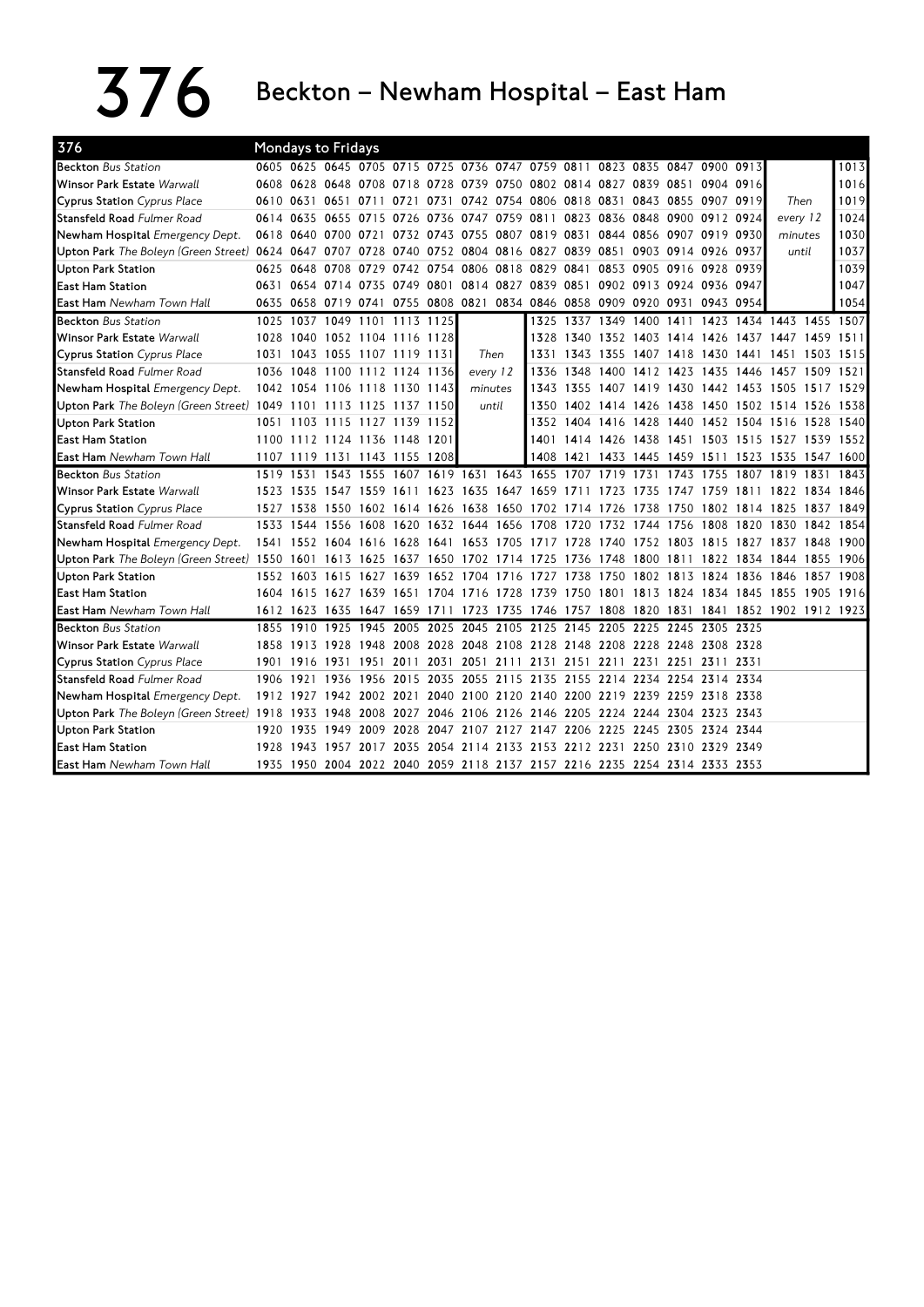# 376 Beckton – Newham Hospital – East Ham

**376 — Mondays to Fridays**

| Stop | | | | | | | | | | | | | | | | | | |
|---|---|---|---|---|---|---|---|---|---|---|---|---|---|---|---|---|---|---|
| **Beckton** Bus Station | 0605 | 0625 | 0645 | 0705 | 0715 | 0725 | 0736 | 0747 | 0759 | 0811 | 0823 | 0835 | 0847 | 0900 | 0913 | | | 1013 |
| **Winsor Park Estate** Warwall | 0608 | 0628 | 0648 | 0708 | 0718 | 0728 | 0739 | 0750 | 0802 | 0814 | 0827 | 0839 | 0851 | 0904 | 0916 | | | 1016 |
| **Cyprus Station** Cyprus Place | 0610 | 0631 | 0651 | 0711 | 0721 | 0731 | 0742 | 0754 | 0806 | 0818 | 0831 | 0843 | 0855 | 0907 | 0919 | Then | | 1019 |
| **Stansfeld Road** Fulmer Road | 0614 | 0635 | 0655 | 0715 | 0726 | 0736 | 0747 | 0759 | 0811 | 0823 | 0836 | 0848 | 0900 | 0912 | 0924 | every 12 | | 1024 |
| **Newham Hospital** Emergency Dept. | 0618 | 0640 | 0700 | 0721 | 0732 | 0743 | 0755 | 0807 | 0819 | 0831 | 0844 | 0856 | 0907 | 0919 | 0930 | minutes | | 1030 |
| **Upton Park** The Boleyn (Green Street) | 0624 | 0647 | 0707 | 0728 | 0740 | 0752 | 0804 | 0816 | 0827 | 0839 | 0851 | 0903 | 0914 | 0926 | 0937 | until | | 1037 |
| **Upton Park Station** | 0625 | 0648 | 0708 | 0729 | 0742 | 0754 | 0806 | 0818 | 0829 | 0841 | 0853 | 0905 | 0916 | 0928 | 0939 | | | 1039 |
| **East Ham Station** | 0631 | 0654 | 0714 | 0735 | 0749 | 0801 | 0814 | 0827 | 0839 | 0851 | 0902 | 0913 | 0924 | 0936 | 0947 | | | 1047 |
| **East Ham** Newham Town Hall | 0635 | 0658 | 0719 | 0741 | 0755 | 0808 | 0821 | 0834 | 0846 | 0858 | 0909 | 0920 | 0931 | 0943 | 0954 | | | 1054 |
| **Beckton** Bus Station | 1025 | 1037 | 1049 | 1101 | 1113 | 1125 | | | 1325 | 1337 | 1349 | 1400 | 1411 | 1423 | 1434 | 1443 | 1455 | 1507 |
| **Winsor Park Estate** Warwall | 1028 | 1040 | 1052 | 1104 | 1116 | 1128 | | | 1328 | 1340 | 1352 | 1403 | 1414 | 1426 | 1437 | 1447 | 1459 | 1511 |
| **Cyprus Station** Cyprus Place | 1031 | 1043 | 1055 | 1107 | 1119 | 1131 | Then | | 1331 | 1343 | 1355 | 1407 | 1418 | 1430 | 1441 | 1451 | 1503 | 1515 |
| **Stansfeld Road** Fulmer Road | 1036 | 1048 | 1100 | 1112 | 1124 | 1136 | every 12 | | 1336 | 1348 | 1400 | 1412 | 1423 | 1435 | 1446 | 1457 | 1509 | 1521 |
| **Newham Hospital** Emergency Dept. | 1042 | 1054 | 1106 | 1118 | 1130 | 1143 | minutes | | 1343 | 1355 | 1407 | 1419 | 1430 | 1442 | 1453 | 1505 | 1517 | 1529 |
| **Upton Park** The Boleyn (Green Street) | 1049 | 1101 | 1113 | 1125 | 1137 | 1150 | until | | 1350 | 1402 | 1414 | 1426 | 1438 | 1450 | 1502 | 1514 | 1526 | 1538 |
| **Upton Park Station** | 1051 | 1103 | 1115 | 1127 | 1139 | 1152 | | | 1352 | 1404 | 1416 | 1428 | 1440 | 1452 | 1504 | 1516 | 1528 | 1540 |
| **East Ham Station** | 1100 | 1112 | 1124 | 1136 | 1148 | 1201 | | | 1401 | 1414 | 1426 | 1438 | 1451 | 1503 | 1515 | 1527 | 1539 | 1552 |
| **East Ham** Newham Town Hall | 1107 | 1119 | 1131 | 1143 | 1155 | 1208 | | | 1408 | 1421 | 1433 | 1445 | 1459 | 1511 | 1523 | 1535 | 1547 | 1600 |
| **Beckton** Bus Station | 1519 | 1531 | 1543 | 1555 | 1607 | 1619 | 1631 | 1643 | 1655 | 1707 | 1719 | 1731 | 1743 | 1755 | 1807 | 1819 | 1831 | 1843 |
| **Winsor Park Estate** Warwall | 1523 | 1535 | 1547 | 1559 | 1611 | 1623 | 1635 | 1647 | 1659 | 1711 | 1723 | 1735 | 1747 | 1759 | 1811 | 1822 | 1834 | 1846 |
| **Cyprus Station** Cyprus Place | 1527 | 1538 | 1550 | 1602 | 1614 | 1626 | 1638 | 1650 | 1702 | 1714 | 1726 | 1738 | 1750 | 1802 | 1814 | 1825 | 1837 | 1849 |
| **Stansfeld Road** Fulmer Road | 1533 | 1544 | 1556 | 1608 | 1620 | 1632 | 1644 | 1656 | 1708 | 1720 | 1732 | 1744 | 1756 | 1808 | 1820 | 1830 | 1842 | 1854 |
| **Newham Hospital** Emergency Dept. | 1541 | 1552 | 1604 | 1616 | 1628 | 1641 | 1653 | 1705 | 1717 | 1728 | 1740 | 1752 | 1803 | 1815 | 1827 | 1837 | 1848 | 1900 |
| **Upton Park** The Boleyn (Green Street) | 1550 | 1601 | 1613 | 1625 | 1637 | 1650 | 1702 | 1714 | 1725 | 1736 | 1748 | 1800 | 1811 | 1822 | 1834 | 1844 | 1855 | 1906 |
| **Upton Park Station** | 1552 | 1603 | 1615 | 1627 | 1639 | 1652 | 1704 | 1716 | 1727 | 1738 | 1750 | 1802 | 1813 | 1824 | 1836 | 1846 | 1857 | 1908 |
| **East Ham Station** | 1604 | 1615 | 1627 | 1639 | 1651 | 1704 | 1716 | 1728 | 1739 | 1750 | 1801 | 1813 | 1824 | 1834 | 1845 | 1855 | 1905 | 1916 |
| **East Ham** Newham Town Hall | 1612 | 1623 | 1635 | 1647 | 1659 | 1711 | 1723 | 1735 | 1746 | 1757 | 1808 | 1820 | 1831 | 1841 | 1852 | 1902 | 1912 | 1923 |
| **Beckton** Bus Station | 1855 | 1910 | 1925 | 1945 | 2005 | 2025 | 2045 | 2105 | 2125 | 2145 | 2205 | 2225 | 2245 | 2305 | 2325 | | | |
| **Winsor Park Estate** Warwall | 1858 | 1913 | 1928 | 1948 | 2008 | 2028 | 2048 | 2108 | 2128 | 2148 | 2208 | 2228 | 2248 | 2308 | 2328 | | | |
| **Cyprus Station** Cyprus Place | 1901 | 1916 | 1931 | 1951 | 2011 | 2031 | 2051 | 2111 | 2131 | 2151 | 2211 | 2231 | 2251 | 2311 | 2331 | | | |
| **Stansfeld Road** Fulmer Road | 1906 | 1921 | 1936 | 1956 | 2015 | 2035 | 2055 | 2115 | 2135 | 2155 | 2214 | 2234 | 2254 | 2314 | 2334 | | | |
| **Newham Hospital** Emergency Dept. | 1912 | 1927 | 1942 | 2002 | 2021 | 2040 | 2100 | 2120 | 2140 | 2200 | 2219 | 2239 | 2259 | 2318 | 2338 | | | |
| **Upton Park** The Boleyn (Green Street) | 1918 | 1933 | 1948 | 2008 | 2027 | 2046 | 2106 | 2126 | 2146 | 2205 | 2224 | 2244 | 2304 | 2323 | 2343 | | | |
| **Upton Park Station** | 1920 | 1935 | 1949 | 2009 | 2028 | 2047 | 2107 | 2127 | 2147 | 2206 | 2225 | 2245 | 2305 | 2324 | 2344 | | | |
| **East Ham Station** | 1928 | 1943 | 1957 | 2017 | 2035 | 2054 | 2114 | 2133 | 2153 | 2212 | 2231 | 2250 | 2310 | 2329 | 2349 | | | |
| **East Ham** Newham Town Hall | 1935 | 1950 | 2004 | 2022 | 2040 | 2059 | 2118 | 2137 | 2157 | 2216 | 2235 | 2254 | 2314 | 2333 | 2353 | | | |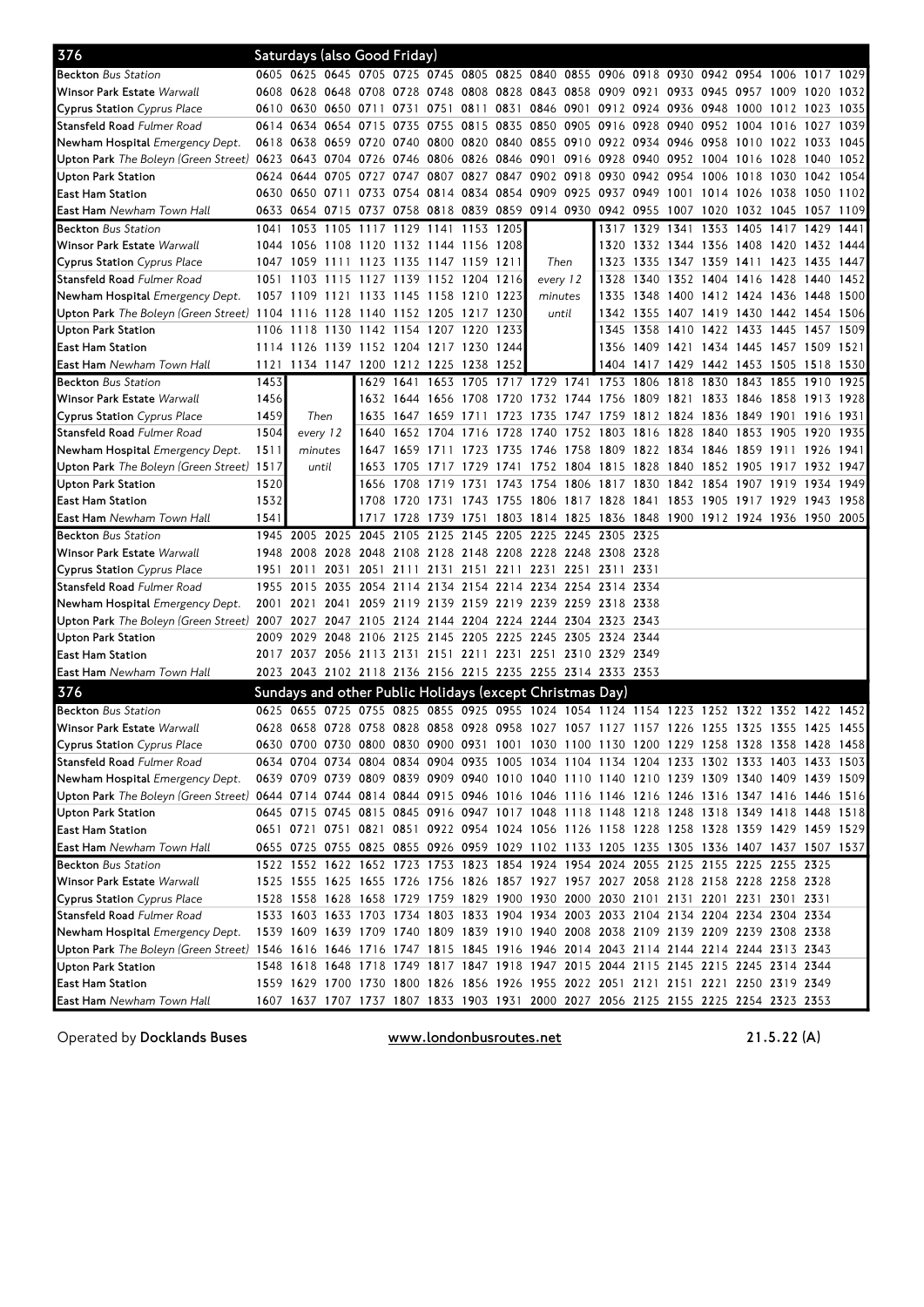## 376 Saturdays (also Good Friday)

| Stop | | | | | | | | | | | | | | | | | | |
|---|---|---|---|---|---|---|---|---|---|---|---|---|---|---|---|---|---|---|
| **Beckton** *Bus Station* | 0605 | 0625 | 0645 | 0705 | 0725 | 0745 | 0805 | 0825 | 0840 | 0855 | 0906 | 0918 | 0930 | 0942 | 0954 | 1006 | 1017 | 1029 |
| **Winsor Park Estate** *Warwall* | 0608 | 0628 | 0648 | 0708 | 0728 | 0748 | 0808 | 0828 | 0843 | 0858 | 0909 | 0921 | 0933 | 0945 | 0957 | 1009 | 1020 | 1032 |
| **Cyprus Station** *Cyprus Place* | 0610 | 0630 | 0650 | 0711 | 0731 | 0751 | 0811 | 0831 | 0846 | 0901 | 0912 | 0924 | 0936 | 0948 | 1000 | 1012 | 1023 | 1035 |
| **Stansfeld Road** *Fulmer Road* | 0614 | 0634 | 0654 | 0715 | 0735 | 0755 | 0815 | 0835 | 0850 | 0905 | 0916 | 0928 | 0940 | 0952 | 1004 | 1016 | 1027 | 1039 |
| **Newham Hospital** *Emergency Dept.* | 0618 | 0638 | 0659 | 0720 | 0740 | 0800 | 0820 | 0840 | 0855 | 0910 | 0922 | 0934 | 0946 | 0958 | 1010 | 1022 | 1033 | 1045 |
| **Upton Park** *The Boleyn (Green Street)* | 0623 | 0643 | 0704 | 0726 | 0746 | 0806 | 0826 | 0846 | 0901 | 0916 | 0928 | 0940 | 0952 | 1004 | 1016 | 1028 | 1040 | 1052 |
| **Upton Park Station** | 0624 | 0644 | 0705 | 0727 | 0747 | 0807 | 0827 | 0847 | 0902 | 0918 | 0930 | 0942 | 0954 | 1006 | 1018 | 1030 | 1042 | 1054 |
| **East Ham Station** | 0630 | 0650 | 0711 | 0733 | 0754 | 0814 | 0834 | 0854 | 0909 | 0925 | 0937 | 0949 | 1001 | 1014 | 1026 | 1038 | 1050 | 1102 |
| **East Ham** *Newham Town Hall* | 0633 | 0654 | 0715 | 0737 | 0758 | 0818 | 0839 | 0859 | 0914 | 0930 | 0942 | 0955 | 1007 | 1020 | 1032 | 1045 | 1057 | 1109 |

| Stop | | | | | | | | | | | | | | | | | |
|---|---|---|---|---|---|---|---|---|---|---|---|---|---|---|---|---|---|
| **Beckton** *Bus Station* | 1041 | 1053 | 1105 | 1117 | 1129 | 1141 | 1153 | 1205 | *Then every 12 minutes until* | 1317 | 1329 | 1341 | 1353 | 1405 | 1417 | 1429 | 1441 |
| **Winsor Park Estate** *Warwall* | 1044 | 1056 | 1108 | 1120 | 1132 | 1144 | 1156 | 1208 | | 1320 | 1332 | 1344 | 1356 | 1408 | 1420 | 1432 | 1444 |
| **Cyprus Station** *Cyprus Place* | 1047 | 1059 | 1111 | 1123 | 1135 | 1147 | 1159 | 1211 | | 1323 | 1335 | 1347 | 1359 | 1411 | 1423 | 1435 | 1447 |
| **Stansfeld Road** *Fulmer Road* | 1051 | 1103 | 1115 | 1127 | 1139 | 1152 | 1204 | 1216 | | 1328 | 1340 | 1352 | 1404 | 1416 | 1428 | 1440 | 1452 |
| **Newham Hospital** *Emergency Dept.* | 1057 | 1109 | 1121 | 1133 | 1145 | 1158 | 1210 | 1223 | | 1335 | 1348 | 1400 | 1412 | 1424 | 1436 | 1448 | 1500 |
| **Upton Park** *The Boleyn (Green Street)* | 1104 | 1116 | 1128 | 1140 | 1152 | 1205 | 1217 | 1230 | | 1342 | 1355 | 1407 | 1419 | 1430 | 1442 | 1454 | 1506 |
| **Upton Park Station** | 1106 | 1118 | 1130 | 1142 | 1154 | 1207 | 1220 | 1233 | | 1345 | 1358 | 1410 | 1422 | 1433 | 1445 | 1457 | 1509 |
| **East Ham Station** | 1114 | 1126 | 1139 | 1152 | 1204 | 1217 | 1230 | 1244 | | 1356 | 1409 | 1421 | 1434 | 1445 | 1457 | 1509 | 1521 |
| **East Ham** *Newham Town Hall* | 1121 | 1134 | 1147 | 1200 | 1212 | 1225 | 1238 | 1252 | | 1404 | 1417 | 1429 | 1442 | 1453 | 1505 | 1518 | 1530 |

| Stop | | | | | | | | | | | | | | | | |
|---|---|---|---|---|---|---|---|---|---|---|---|---|---|---|---|---|
| **Beckton** *Bus Station* | 1453 | *Then every 12 minutes until* | 1629 | 1641 | 1653 | 1705 | 1717 | 1729 | 1741 | 1753 | 1806 | 1818 | 1830 | 1843 | 1855 | 1910 | 1925 |
| **Winsor Park Estate** *Warwall* | 1456 | | 1632 | 1644 | 1656 | 1708 | 1720 | 1732 | 1744 | 1756 | 1809 | 1821 | 1833 | 1846 | 1858 | 1913 | 1928 |
| **Cyprus Station** *Cyprus Place* | 1459 | | 1635 | 1647 | 1659 | 1711 | 1723 | 1735 | 1747 | 1759 | 1812 | 1824 | 1836 | 1849 | 1901 | 1916 | 1931 |
| **Stansfeld Road** *Fulmer Road* | 1504 | | 1640 | 1652 | 1704 | 1716 | 1728 | 1740 | 1752 | 1803 | 1816 | 1828 | 1840 | 1853 | 1905 | 1920 | 1935 |
| **Newham Hospital** *Emergency Dept.* | 1511 | | 1647 | 1659 | 1711 | 1723 | 1735 | 1746 | 1758 | 1809 | 1822 | 1834 | 1846 | 1859 | 1911 | 1926 | 1941 |
| **Upton Park** *The Boleyn (Green Street)* | 1517 | | 1653 | 1705 | 1717 | 1729 | 1741 | 1752 | 1804 | 1815 | 1828 | 1840 | 1852 | 1905 | 1917 | 1932 | 1947 |
| **Upton Park Station** | 1520 | | 1656 | 1708 | 1719 | 1731 | 1743 | 1754 | 1806 | 1817 | 1830 | 1842 | 1854 | 1907 | 1919 | 1934 | 1949 |
| **East Ham Station** | 1532 | | 1708 | 1720 | 1731 | 1743 | 1755 | 1806 | 1817 | 1828 | 1841 | 1853 | 1905 | 1917 | 1929 | 1943 | 1958 |
| **East Ham** *Newham Town Hall* | 1541 | | 1717 | 1728 | 1739 | 1751 | 1803 | 1814 | 1825 | 1836 | 1848 | 1900 | 1912 | 1924 | 1936 | 1950 | 2005 |

| Stop | | | | | | | | | | | | |
|---|---|---|---|---|---|---|---|---|---|---|---|---|
| **Beckton** *Bus Station* | 1945 | 2005 | 2025 | 2045 | 2105 | 2125 | 2145 | 2205 | 2225 | 2245 | 2305 | 2325 |
| **Winsor Park Estate** *Warwall* | 1948 | 2008 | 2028 | 2048 | 2108 | 2128 | 2148 | 2208 | 2228 | 2248 | 2308 | 2328 |
| **Cyprus Station** *Cyprus Place* | 1951 | 2011 | 2031 | 2051 | 2111 | 2131 | 2151 | 2211 | 2231 | 2251 | 2311 | 2331 |
| **Stansfeld Road** *Fulmer Road* | 1955 | 2015 | 2035 | 2054 | 2114 | 2134 | 2154 | 2214 | 2234 | 2254 | 2314 | 2334 |
| **Newham Hospital** *Emergency Dept.* | 2001 | 2021 | 2041 | 2059 | 2119 | 2139 | 2159 | 2219 | 2239 | 2259 | 2318 | 2338 |
| **Upton Park** *The Boleyn (Green Street)* | 2007 | 2027 | 2047 | 2105 | 2124 | 2144 | 2204 | 2224 | 2244 | 2304 | 2323 | 2343 |
| **Upton Park Station** | 2009 | 2029 | 2048 | 2106 | 2125 | 2145 | 2205 | 2225 | 2245 | 2305 | 2324 | 2344 |
| **East Ham Station** | 2017 | 2037 | 2056 | 2113 | 2131 | 2151 | 2211 | 2231 | 2251 | 2310 | 2329 | 2349 |
| **East Ham** *Newham Town Hall* | 2023 | 2043 | 2102 | 2118 | 2136 | 2156 | 2215 | 2235 | 2255 | 2314 | 2333 | 2353 |

## 376 Sundays and other Public Holidays (except Christmas Day)

| Stop | | | | | | | | | | | | | | | | | | |
|---|---|---|---|---|---|---|---|---|---|---|---|---|---|---|---|---|---|---|
| **Beckton** *Bus Station* | 0625 | 0655 | 0725 | 0755 | 0825 | 0855 | 0925 | 0955 | 1024 | 1054 | 1124 | 1154 | 1223 | 1252 | 1322 | 1352 | 1422 | 1452 |
| **Winsor Park Estate** *Warwall* | 0628 | 0658 | 0728 | 0758 | 0828 | 0858 | 0928 | 0958 | 1027 | 1057 | 1127 | 1157 | 1226 | 1255 | 1325 | 1355 | 1425 | 1455 |
| **Cyprus Station** *Cyprus Place* | 0630 | 0700 | 0730 | 0800 | 0830 | 0900 | 0931 | 1001 | 1030 | 1100 | 1130 | 1200 | 1229 | 1258 | 1328 | 1358 | 1428 | 1458 |
| **Stansfeld Road** *Fulmer Road* | 0634 | 0704 | 0734 | 0804 | 0834 | 0904 | 0935 | 1005 | 1034 | 1104 | 1134 | 1204 | 1233 | 1302 | 1333 | 1403 | 1433 | 1503 |
| **Newham Hospital** *Emergency Dept.* | 0639 | 0709 | 0739 | 0809 | 0839 | 0909 | 0940 | 1010 | 1040 | 1110 | 1140 | 1210 | 1239 | 1309 | 1340 | 1409 | 1439 | 1509 |
| **Upton Park** *The Boleyn (Green Street)* | 0644 | 0714 | 0744 | 0814 | 0844 | 0915 | 0946 | 1016 | 1046 | 1116 | 1146 | 1216 | 1246 | 1316 | 1347 | 1416 | 1446 | 1516 |
| **Upton Park Station** | 0645 | 0715 | 0745 | 0815 | 0845 | 0916 | 0947 | 1017 | 1048 | 1118 | 1148 | 1218 | 1248 | 1318 | 1349 | 1418 | 1448 | 1518 |
| **East Ham Station** | 0651 | 0721 | 0751 | 0821 | 0851 | 0922 | 0954 | 1024 | 1056 | 1126 | 1158 | 1228 | 1258 | 1328 | 1359 | 1429 | 1459 | 1529 |
| **East Ham** *Newham Town Hall* | 0655 | 0725 | 0755 | 0825 | 0855 | 0926 | 0959 | 1029 | 1102 | 1133 | 1205 | 1235 | 1305 | 1336 | 1407 | 1437 | 1507 | 1537 |

| Stop | | | | | | | | | | | | | | | | | |
|---|---|---|---|---|---|---|---|---|---|---|---|---|---|---|---|---|---|
| **Beckton** *Bus Station* | 1522 | 1552 | 1622 | 1652 | 1723 | 1753 | 1823 | 1854 | 1924 | 1954 | 2024 | 2055 | 2125 | 2155 | 2225 | 2255 | 2325 |
| **Winsor Park Estate** *Warwall* | 1525 | 1555 | 1625 | 1655 | 1726 | 1756 | 1826 | 1857 | 1927 | 1957 | 2027 | 2058 | 2128 | 2158 | 2228 | 2258 | 2328 |
| **Cyprus Station** *Cyprus Place* | 1528 | 1558 | 1628 | 1658 | 1729 | 1759 | 1829 | 1900 | 1930 | 2000 | 2030 | 2101 | 2131 | 2201 | 2231 | 2301 | 2331 |
| **Stansfeld Road** *Fulmer Road* | 1533 | 1603 | 1633 | 1703 | 1734 | 1803 | 1833 | 1904 | 1934 | 2003 | 2033 | 2104 | 2134 | 2204 | 2234 | 2304 | 2334 |
| **Newham Hospital** *Emergency Dept.* | 1539 | 1609 | 1639 | 1709 | 1740 | 1809 | 1839 | 1910 | 1940 | 2008 | 2038 | 2109 | 2139 | 2209 | 2239 | 2308 | 2338 |
| **Upton Park** *The Boleyn (Green Street)* | 1546 | 1616 | 1646 | 1716 | 1747 | 1815 | 1845 | 1916 | 1946 | 2014 | 2043 | 2114 | 2144 | 2214 | 2244 | 2313 | 2343 |
| **Upton Park Station** | 1548 | 1618 | 1648 | 1718 | 1749 | 1817 | 1847 | 1918 | 1947 | 2015 | 2044 | 2115 | 2145 | 2215 | 2245 | 2314 | 2344 |
| **East Ham Station** | 1559 | 1629 | 1700 | 1730 | 1800 | 1826 | 1856 | 1926 | 1955 | 2022 | 2051 | 2121 | 2151 | 2221 | 2250 | 2319 | 2349 |
| **East Ham** *Newham Town Hall* | 1607 | 1637 | 1707 | 1737 | 1807 | 1833 | 1903 | 1931 | 2000 | 2027 | 2056 | 2125 | 2155 | 2225 | 2254 | 2323 | 2353 |

Operated by **Docklands Buses** www.londonbusroutes.net 21.5.22 (A)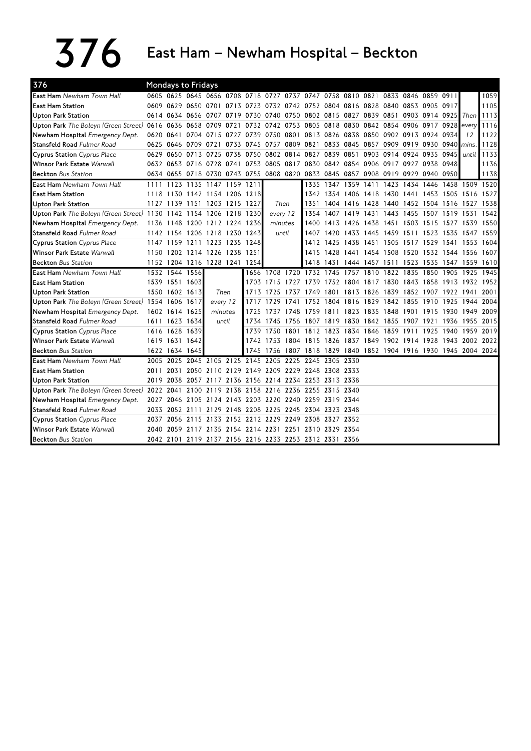# 376 East Ham – Newham Hospital – Beckton

## Mondays to Fridays

| 376 | | | | | | | | | | | | | | | | | | |
|---|---|---|---|---|---|---|---|---|---|---|---|---|---|---|---|---|---|---|
| East Ham *Newham Town Hall* | 0605 | 0625 | 0645 | 0656 | 0708 | 0718 | 0727 | 0737 | 0747 | 0758 | 0810 | 0821 | 0833 | 0846 | 0859 | 0911 | | 1059 |
| East Ham Station | 0609 | 0629 | 0650 | 0701 | 0713 | 0723 | 0732 | 0742 | 0752 | 0804 | 0816 | 0828 | 0840 | 0853 | 0905 | 0917 | | 1105 |
| Upton Park Station | 0614 | 0634 | 0656 | 0707 | 0719 | 0730 | 0740 | 0750 | 0802 | 0815 | 0827 | 0839 | 0851 | 0903 | 0914 | 0925 | *Then* | 1113 |
| Upton Park *The Boleyn (Green Street)* | 0616 | 0636 | 0658 | 0709 | 0721 | 0732 | 0742 | 0753 | 0805 | 0818 | 0830 | 0842 | 0854 | 0906 | 0917 | 0928 | *every* | 1116 |
| Newham Hospital *Emergency Dept.* | 0620 | 0641 | 0704 | 0715 | 0727 | 0739 | 0750 | 0801 | 0813 | 0826 | 0838 | 0850 | 0902 | 0913 | 0924 | 0934 | *12* | 1122 |
| Stansfeld Road *Fulmer Road* | 0625 | 0646 | 0709 | 0721 | 0733 | 0745 | 0757 | 0809 | 0821 | 0833 | 0845 | 0857 | 0909 | 0919 | 0930 | 0940 | *mins.* | 1128 |
| Cyprus Station *Cyprus Place* | 0629 | 0650 | 0713 | 0725 | 0738 | 0750 | 0802 | 0814 | 0827 | 0839 | 0851 | 0903 | 0914 | 0924 | 0935 | 0945 | *until* | 1133 |
| Winsor Park Estate *Warwall* | 0632 | 0653 | 0716 | 0728 | 0741 | 0753 | 0805 | 0817 | 0830 | 0842 | 0854 | 0906 | 0917 | 0927 | 0938 | 0948 | | 1136 |
| Beckton *Bus Station* | 0634 | 0655 | 0718 | 0730 | 0743 | 0755 | 0808 | 0820 | 0833 | 0845 | 0857 | 0908 | 0919 | 0929 | 0940 | 0950 | | 1138 |
| East Ham *Newham Town Hall* | 1111 | 1123 | 1135 | 1147 | 1159 | 1211 | | | 1335 | 1347 | 1359 | 1411 | 1423 | 1434 | 1446 | 1458 | 1509 | 1520 |
| East Ham Station | 1118 | 1130 | 1142 | 1154 | 1206 | 1218 | | | 1342 | 1354 | 1406 | 1418 | 1430 | 1441 | 1453 | 1505 | 1516 | 1527 |
| Upton Park Station | 1127 | 1139 | 1151 | 1203 | 1215 | 1227 | *Then* | | 1351 | 1404 | 1416 | 1428 | 1440 | 1452 | 1504 | 1516 | 1527 | 1538 |
| Upton Park *The Boleyn (Green Street)* | 1130 | 1142 | 1154 | 1206 | 1218 | 1230 | *every 12* | | 1354 | 1407 | 1419 | 1431 | 1443 | 1455 | 1507 | 1519 | 1531 | 1542 |
| Newham Hospital *Emergency Dept.* | 1136 | 1148 | 1200 | 1212 | 1224 | 1236 | *minutes* | | 1400 | 1413 | 1426 | 1438 | 1451 | 1503 | 1515 | 1527 | 1539 | 1550 |
| Stansfeld Road *Fulmer Road* | 1142 | 1154 | 1206 | 1218 | 1230 | 1243 | *until* | | 1407 | 1420 | 1433 | 1445 | 1459 | 1511 | 1523 | 1535 | 1547 | 1559 |
| Cyprus Station *Cyprus Place* | 1147 | 1159 | 1211 | 1223 | 1235 | 1248 | | | 1412 | 1425 | 1438 | 1451 | 1505 | 1517 | 1529 | 1541 | 1553 | 1604 |
| Winsor Park Estate *Warwall* | 1150 | 1202 | 1214 | 1226 | 1238 | 1251 | | | 1415 | 1428 | 1441 | 1454 | 1508 | 1520 | 1532 | 1544 | 1556 | 1607 |
| Beckton *Bus Station* | 1152 | 1204 | 1216 | 1228 | 1241 | 1254 | | | 1418 | 1431 | 1444 | 1457 | 1511 | 1523 | 1535 | 1547 | 1559 | 1610 |
| East Ham *Newham Town Hall* | 1532 | 1544 | 1556 | | | 1656 | 1708 | 1720 | 1732 | 1745 | 1757 | 1810 | 1822 | 1835 | 1850 | 1905 | 1925 | 1945 |
| East Ham Station | 1539 | 1551 | 1603 | | | 1703 | 1715 | 1727 | 1739 | 1752 | 1804 | 1817 | 1830 | 1843 | 1858 | 1913 | 1932 | 1952 |
| Upton Park Station | 1550 | 1602 | 1613 | *Then* | | 1713 | 1725 | 1737 | 1749 | 1801 | 1813 | 1826 | 1839 | 1852 | 1907 | 1922 | 1941 | 2001 |
| Upton Park *The Boleyn (Green Street)* | 1554 | 1606 | 1617 | *every 12* | | 1717 | 1729 | 1741 | 1752 | 1804 | 1816 | 1829 | 1842 | 1855 | 1910 | 1925 | 1944 | 2004 |
| Newham Hospital *Emergency Dept.* | 1602 | 1614 | 1625 | *minutes* | | 1725 | 1737 | 1748 | 1759 | 1811 | 1823 | 1835 | 1848 | 1901 | 1915 | 1930 | 1949 | 2009 |
| Stansfeld Road *Fulmer Road* | 1611 | 1623 | 1634 | *until* | | 1734 | 1745 | 1756 | 1807 | 1819 | 1830 | 1842 | 1855 | 1907 | 1921 | 1936 | 1955 | 2015 |
| Cyprus Station *Cyprus Place* | 1616 | 1628 | 1639 | | | 1739 | 1750 | 1801 | 1812 | 1823 | 1834 | 1846 | 1859 | 1911 | 1925 | 1940 | 1959 | 2019 |
| Winsor Park Estate *Warwall* | 1619 | 1631 | 1642 | | | 1742 | 1753 | 1804 | 1815 | 1826 | 1837 | 1849 | 1902 | 1914 | 1928 | 1943 | 2002 | 2022 |
| Beckton *Bus Station* | 1622 | 1634 | 1645 | | | 1745 | 1756 | 1807 | 1818 | 1829 | 1840 | 1852 | 1904 | 1916 | 1930 | 1945 | 2004 | 2024 |
| East Ham *Newham Town Hall* | 2005 | 2025 | 2045 | 2105 | 2125 | 2145 | 2205 | 2225 | 2245 | 2305 | 2330 | | | | | | | |
| East Ham Station | 2011 | 2031 | 2050 | 2110 | 2129 | 2149 | 2209 | 2229 | 2248 | 2308 | 2333 | | | | | | | |
| Upton Park Station | 2019 | 2038 | 2057 | 2117 | 2136 | 2156 | 2214 | 2234 | 2253 | 2313 | 2338 | | | | | | | |
| Upton Park *The Boleyn (Green Street)* | 2022 | 2041 | 2100 | 2119 | 2138 | 2158 | 2216 | 2236 | 2255 | 2315 | 2340 | | | | | | | |
| Newham Hospital *Emergency Dept.* | 2027 | 2046 | 2105 | 2124 | 2143 | 2203 | 2220 | 2240 | 2259 | 2319 | 2344 | | | | | | | |
| Stansfeld Road *Fulmer Road* | 2033 | 2052 | 2111 | 2129 | 2148 | 2208 | 2225 | 2245 | 2304 | 2323 | 2348 | | | | | | | |
| Cyprus Station *Cyprus Place* | 2037 | 2056 | 2115 | 2133 | 2152 | 2212 | 2229 | 2249 | 2308 | 2327 | 2352 | | | | | | | |
| Winsor Park Estate *Warwall* | 2040 | 2059 | 2117 | 2135 | 2154 | 2214 | 2231 | 2251 | 2310 | 2329 | 2354 | | | | | | | |
| Beckton *Bus Station* | 2042 | 2101 | 2119 | 2137 | 2156 | 2216 | 2233 | 2253 | 2312 | 2331 | 2356 | | | | | | | |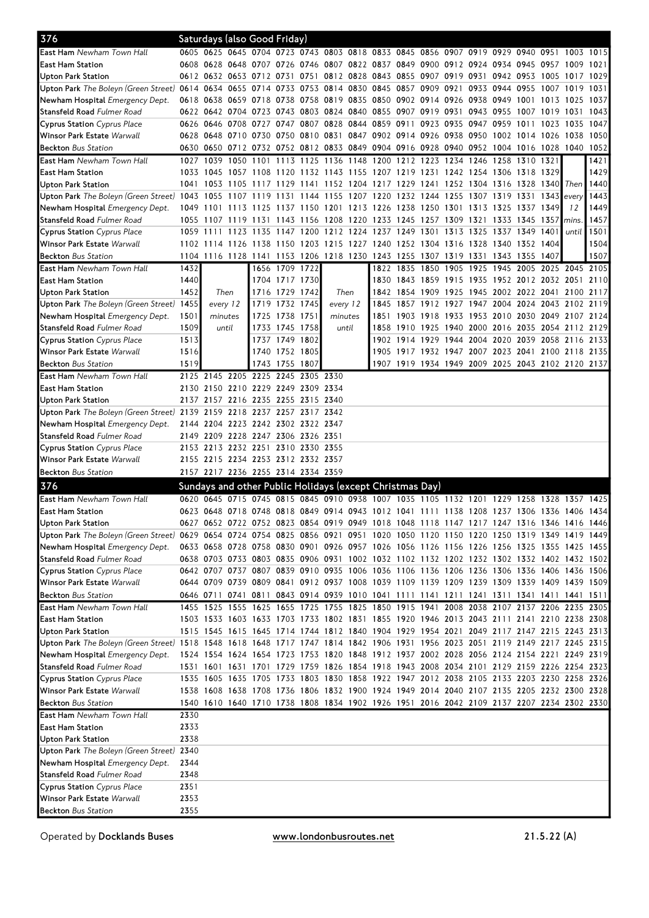## 376 Saturdays (also Good Friday)

| | | | | | | | | | | | | | | | | | | |
|---|---|---|---|---|---|---|---|---|---|---|---|---|---|---|---|---|---|---|
| East Ham *Newham Town Hall* | 0605 | 0625 | 0645 | 0704 | 0723 | 0743 | 0803 | 0818 | 0833 | 0845 | 0856 | 0907 | 0919 | 0929 | 0940 | 0951 | 1003 | 1015 |
| East Ham Station | 0608 | 0628 | 0648 | 0707 | 0726 | 0746 | 0807 | 0822 | 0837 | 0849 | 0900 | 0912 | 0924 | 0934 | 0945 | 0957 | 1009 | 1021 |
| Upton Park Station | 0612 | 0632 | 0653 | 0712 | 0731 | 0751 | 0812 | 0828 | 0843 | 0855 | 0907 | 0919 | 0931 | 0942 | 0953 | 1005 | 1017 | 1029 |
| Upton Park *The Boleyn (Green Street)* | 0614 | 0634 | 0655 | 0714 | 0733 | 0753 | 0814 | 0830 | 0845 | 0857 | 0909 | 0921 | 0933 | 0944 | 0955 | 1007 | 1019 | 1031 |
| Newham Hospital *Emergency Dept.* | 0618 | 0638 | 0659 | 0718 | 0738 | 0758 | 0819 | 0835 | 0850 | 0902 | 0914 | 0926 | 0938 | 0949 | 1001 | 1013 | 1025 | 1037 |
| Stansfeld Road *Fulmer Road* | 0622 | 0642 | 0704 | 0723 | 0743 | 0803 | 0824 | 0840 | 0855 | 0907 | 0919 | 0931 | 0943 | 0955 | 1007 | 1019 | 1031 | 1043 |
| Cyprus Station *Cyprus Place* | 0626 | 0646 | 0708 | 0727 | 0747 | 0807 | 0828 | 0844 | 0859 | 0911 | 0923 | 0935 | 0947 | 0959 | 1011 | 1023 | 1035 | 1047 |
| Winsor Park Estate *Warwall* | 0628 | 0648 | 0710 | 0730 | 0750 | 0810 | 0831 | 0847 | 0902 | 0914 | 0926 | 0938 | 0950 | 1002 | 1014 | 1026 | 1038 | 1050 |
| Beckton *Bus Station* | 0630 | 0650 | 0712 | 0732 | 0752 | 0812 | 0833 | 0849 | 0904 | 0916 | 0928 | 0940 | 0952 | 1004 | 1016 | 1028 | 1040 | 1052 |

| | | | | | | | | | | | | | | | | | | |
|---|---|---|---|---|---|---|---|---|---|---|---|---|---|---|---|---|---|---|
| East Ham *Newham Town Hall* | 1027 | 1039 | 1050 | 1101 | 1113 | 1125 | 1136 | 1148 | 1200 | 1212 | 1223 | 1234 | 1246 | 1258 | 1310 | 1321 | | 1421 |
| East Ham Station | 1033 | 1045 | 1057 | 1108 | 1120 | 1132 | 1143 | 1155 | 1207 | 1219 | 1231 | 1242 | 1254 | 1306 | 1318 | 1329 | | 1429 |
| Upton Park Station | 1041 | 1053 | 1105 | 1117 | 1129 | 1141 | 1152 | 1204 | 1217 | 1229 | 1241 | 1252 | 1304 | 1316 | 1328 | 1340 | Then | 1440 |
| Upton Park *The Boleyn (Green Street)* | 1043 | 1055 | 1107 | 1119 | 1131 | 1144 | 1155 | 1207 | 1220 | 1232 | 1244 | 1255 | 1307 | 1319 | 1331 | 1343 | every | 1443 |
| Newham Hospital *Emergency Dept.* | 1049 | 1101 | 1113 | 1125 | 1137 | 1150 | 1201 | 1213 | 1226 | 1238 | 1250 | 1301 | 1313 | 1325 | 1337 | 1349 | 12 | 1449 |
| Stansfeld Road *Fulmer Road* | 1055 | 1107 | 1119 | 1131 | 1143 | 1156 | 1208 | 1220 | 1233 | 1245 | 1257 | 1309 | 1321 | 1333 | 1345 | 1357 | mins. | 1457 |
| Cyprus Station *Cyprus Place* | 1059 | 1111 | 1123 | 1135 | 1147 | 1200 | 1212 | 1224 | 1237 | 1249 | 1301 | 1313 | 1325 | 1337 | 1349 | 1401 | until | 1501 |
| Winsor Park Estate *Warwall* | 1102 | 1114 | 1126 | 1138 | 1150 | 1203 | 1215 | 1227 | 1240 | 1252 | 1304 | 1316 | 1328 | 1340 | 1352 | 1404 | | 1504 |
| Beckton *Bus Station* | 1104 | 1116 | 1128 | 1141 | 1153 | 1206 | 1218 | 1230 | 1243 | 1255 | 1307 | 1319 | 1331 | 1343 | 1355 | 1407 | | 1507 |

| | | | | | | | | | | | | | | | | | |
|---|---|---|---|---|---|---|---|---|---|---|---|---|---|---|---|---|---|
| East Ham *Newham Town Hall* | 1432 | | 1656 | 1709 | 1722 | | 1822 | 1835 | 1850 | 1905 | 1925 | 1945 | 2005 | 2025 | 2045 | 2105 |
| East Ham Station | 1440 | | 1704 | 1717 | 1730 | | 1830 | 1843 | 1859 | 1915 | 1935 | 1952 | 2012 | 2032 | 2051 | 2110 |
| Upton Park Station | 1452 | Then | 1716 | 1729 | 1742 | Then | 1842 | 1854 | 1909 | 1925 | 1945 | 2002 | 2022 | 2041 | 2100 | 2117 |
| Upton Park *The Boleyn (Green Street)* | 1455 | every 12 | 1719 | 1732 | 1745 | every 12 | 1845 | 1857 | 1912 | 1927 | 1947 | 2004 | 2024 | 2043 | 2102 | 2119 |
| Newham Hospital *Emergency Dept.* | 1501 | minutes | 1725 | 1738 | 1751 | minutes | 1851 | 1903 | 1918 | 1933 | 1953 | 2010 | 2030 | 2049 | 2107 | 2124 |
| Stansfeld Road *Fulmer Road* | 1509 | until | 1733 | 1745 | 1758 | until | 1858 | 1910 | 1925 | 1940 | 2000 | 2016 | 2035 | 2054 | 2112 | 2129 |
| Cyprus Station *Cyprus Place* | 1513 | | 1737 | 1749 | 1802 | | 1902 | 1914 | 1929 | 1944 | 2004 | 2020 | 2039 | 2058 | 2116 | 2133 |
| Winsor Park Estate *Warwall* | 1516 | | 1740 | 1752 | 1805 | | 1905 | 1917 | 1932 | 1947 | 2007 | 2023 | 2041 | 2100 | 2118 | 2135 |
| Beckton *Bus Station* | 1519 | | 1743 | 1755 | 1807 | | 1907 | 1919 | 1934 | 1949 | 2009 | 2025 | 2043 | 2102 | 2120 | 2137 |

| | | | | | | | |
|---|---|---|---|---|---|---|---|
| East Ham *Newham Town Hall* | 2125 | 2145 | 2205 | 2225 | 2245 | 2305 | 2330 |
| East Ham Station | 2130 | 2150 | 2210 | 2229 | 2249 | 2309 | 2334 |
| Upton Park Station | 2137 | 2157 | 2216 | 2235 | 2255 | 2315 | 2340 |
| Upton Park *The Boleyn (Green Street)* | 2139 | 2159 | 2218 | 2237 | 2257 | 2317 | 2342 |
| Newham Hospital *Emergency Dept.* | 2144 | 2204 | 2223 | 2242 | 2302 | 2322 | 2347 |
| Stansfeld Road *Fulmer Road* | 2149 | 2209 | 2228 | 2247 | 2306 | 2326 | 2351 |
| Cyprus Station *Cyprus Place* | 2153 | 2213 | 2232 | 2251 | 2310 | 2330 | 2355 |
| Winsor Park Estate *Warwall* | 2155 | 2215 | 2234 | 2253 | 2312 | 2332 | 2357 |
| Beckton *Bus Station* | 2157 | 2217 | 2236 | 2255 | 2314 | 2334 | 2359 |

## 376 Sundays and other Public Holidays (except Christmas Day)

| | | | | | | | | | | | | | | | | | | |
|---|---|---|---|---|---|---|---|---|---|---|---|---|---|---|---|---|---|---|
| East Ham *Newham Town Hall* | 0620 | 0645 | 0715 | 0745 | 0815 | 0845 | 0910 | 0938 | 1007 | 1035 | 1105 | 1132 | 1201 | 1229 | 1258 | 1328 | 1357 | 1425 |
| East Ham Station | 0623 | 0648 | 0718 | 0748 | 0818 | 0849 | 0914 | 0943 | 1012 | 1041 | 1111 | 1138 | 1208 | 1237 | 1306 | 1336 | 1406 | 1434 |
| Upton Park Station | 0627 | 0652 | 0722 | 0752 | 0823 | 0854 | 0919 | 0949 | 1018 | 1048 | 1118 | 1147 | 1217 | 1247 | 1316 | 1346 | 1416 | 1446 |
| Upton Park *The Boleyn (Green Street)* | 0629 | 0654 | 0724 | 0754 | 0825 | 0856 | 0921 | 0951 | 1020 | 1050 | 1120 | 1150 | 1220 | 1250 | 1319 | 1349 | 1419 | 1449 |
| Newham Hospital *Emergency Dept.* | 0633 | 0658 | 0728 | 0758 | 0830 | 0901 | 0926 | 0957 | 1026 | 1056 | 1126 | 1156 | 1226 | 1256 | 1325 | 1355 | 1425 | 1455 |
| Stansfeld Road *Fulmer Road* | 0638 | 0703 | 0733 | 0803 | 0835 | 0906 | 0931 | 1002 | 1032 | 1102 | 1132 | 1202 | 1232 | 1302 | 1332 | 1402 | 1432 | 1502 |
| Cyprus Station *Cyprus Place* | 0642 | 0707 | 0737 | 0807 | 0839 | 0910 | 0935 | 1006 | 1036 | 1106 | 1136 | 1206 | 1236 | 1306 | 1336 | 1406 | 1436 | 1506 |
| Winsor Park Estate *Warwall* | 0644 | 0709 | 0739 | 0809 | 0841 | 0912 | 0937 | 1008 | 1039 | 1109 | 1139 | 1209 | 1239 | 1309 | 1339 | 1409 | 1439 | 1509 |
| Beckton *Bus Station* | 0646 | 0711 | 0741 | 0811 | 0843 | 0914 | 0939 | 1010 | 1041 | 1111 | 1141 | 1211 | 1241 | 1311 | 1341 | 1411 | 1441 | 1511 |

| | | | | | | | | | | | | | | | | | | |
|---|---|---|---|---|---|---|---|---|---|---|---|---|---|---|---|---|---|---|
| East Ham *Newham Town Hall* | 1455 | 1525 | 1555 | 1625 | 1655 | 1725 | 1755 | 1825 | 1850 | 1915 | 1941 | 2008 | 2038 | 2107 | 2137 | 2206 | 2235 | 2305 |
| East Ham Station | 1503 | 1533 | 1603 | 1633 | 1703 | 1733 | 1802 | 1831 | 1855 | 1920 | 1946 | 2013 | 2043 | 2111 | 2141 | 2210 | 2238 | 2308 |
| Upton Park Station | 1515 | 1545 | 1615 | 1645 | 1714 | 1744 | 1812 | 1840 | 1904 | 1929 | 1954 | 2021 | 2049 | 2117 | 2147 | 2215 | 2243 | 2313 |
| Upton Park *The Boleyn (Green Street)* | 1518 | 1548 | 1618 | 1648 | 1717 | 1747 | 1814 | 1842 | 1906 | 1931 | 1956 | 2023 | 2051 | 2119 | 2149 | 2217 | 2245 | 2315 |
| Newham Hospital *Emergency Dept.* | 1524 | 1554 | 1624 | 1654 | 1723 | 1753 | 1820 | 1848 | 1912 | 1937 | 2002 | 2028 | 2056 | 2124 | 2154 | 2221 | 2249 | 2319 |
| Stansfeld Road *Fulmer Road* | 1531 | 1601 | 1631 | 1701 | 1729 | 1759 | 1826 | 1854 | 1918 | 1943 | 2008 | 2034 | 2101 | 2129 | 2159 | 2226 | 2254 | 2323 |
| Cyprus Station *Cyprus Place* | 1535 | 1605 | 1635 | 1705 | 1733 | 1803 | 1830 | 1858 | 1922 | 1947 | 2012 | 2038 | 2105 | 2133 | 2203 | 2230 | 2258 | 2326 |
| Winsor Park Estate *Warwall* | 1538 | 1608 | 1638 | 1708 | 1736 | 1806 | 1832 | 1900 | 1924 | 1949 | 2014 | 2040 | 2107 | 2135 | 2205 | 2232 | 2300 | 2328 |
| Beckton *Bus Station* | 1540 | 1610 | 1640 | 1710 | 1738 | 1808 | 1834 | 1902 | 1926 | 1951 | 2016 | 2042 | 2109 | 2137 | 2207 | 2234 | 2302 | 2330 |

| | |
|---|---|
| East Ham *Newham Town Hall* | 2330 |
| East Ham Station | 2333 |
| Upton Park Station | 2338 |
| Upton Park *The Boleyn (Green Street)* | 2340 |
| Newham Hospital *Emergency Dept.* | 2344 |
| Stansfeld Road *Fulmer Road* | 2348 |
| Cyprus Station *Cyprus Place* | 2351 |
| Winsor Park Estate *Warwall* | 2353 |
| Beckton *Bus Station* | 2355 |

Operated by **Docklands Buses** www.londonbusroutes.net 21.5.22 (A)